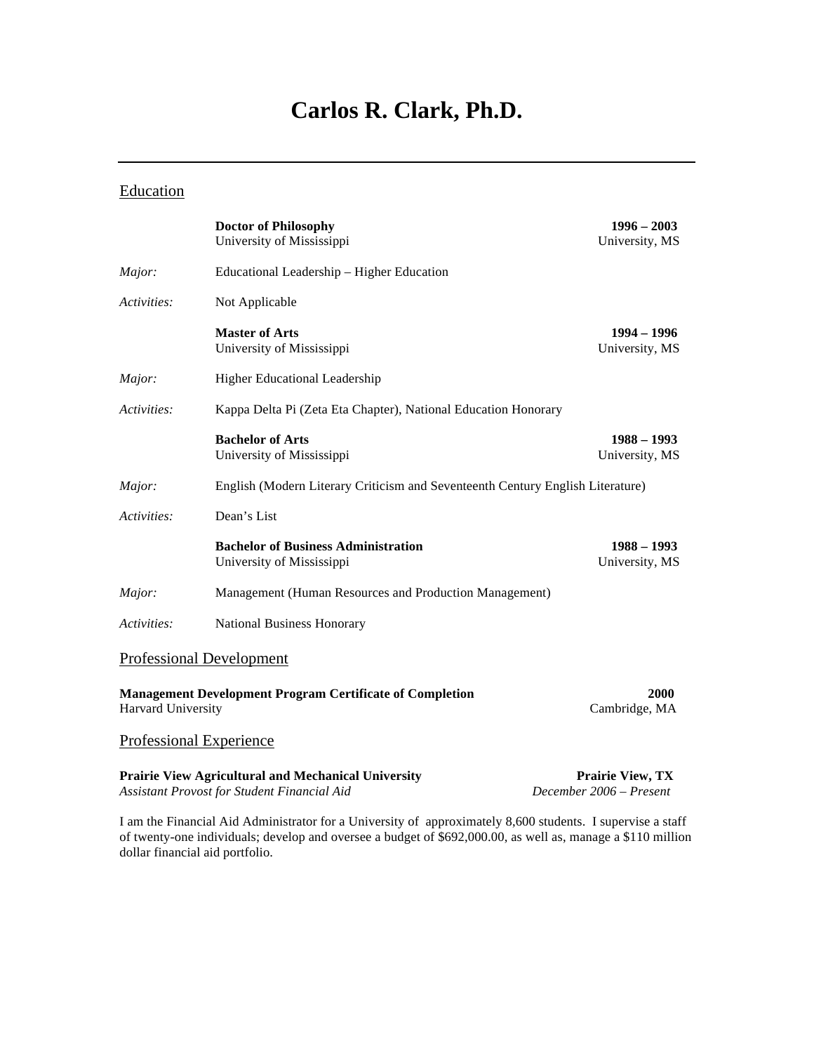# Carlos R. Clark, Ph.D.

---

## Education

**Doctor of Philosophy** — **1996 – 2003**
University of Mississippi — University, MS

*Major:* Educational Leadership – Higher Education

*Activities:* Not Applicable

**Master of Arts** — **1994 – 1996**
University of Mississippi — University, MS

*Major:* Higher Educational Leadership

*Activities:* Kappa Delta Pi (Zeta Eta Chapter), National Education Honorary

**Bachelor of Arts** — **1988 – 1993**
University of Mississippi — University, MS

*Major:* English (Modern Literary Criticism and Seventeenth Century English Literature)

*Activities:* Dean's List

**Bachelor of Business Administration** — **1988 – 1993**
University of Mississippi — University, MS

*Major:* Management (Human Resources and Production Management)

*Activities:* National Business Honorary

## Professional Development

**Management Development Program Certificate of Completion** — **2000**
Harvard University — Cambridge, MA

## Professional Experience

**Prairie View Agricultural and Mechanical University** — **Prairie View, TX**
*Assistant Provost for Student Financial Aid* — *December 2006 – Present*

I am the Financial Aid Administrator for a University of approximately 8,600 students. I supervise a staff of twenty-one individuals; develop and oversee a budget of $692,000.00, as well as, manage a $110 million dollar financial aid portfolio.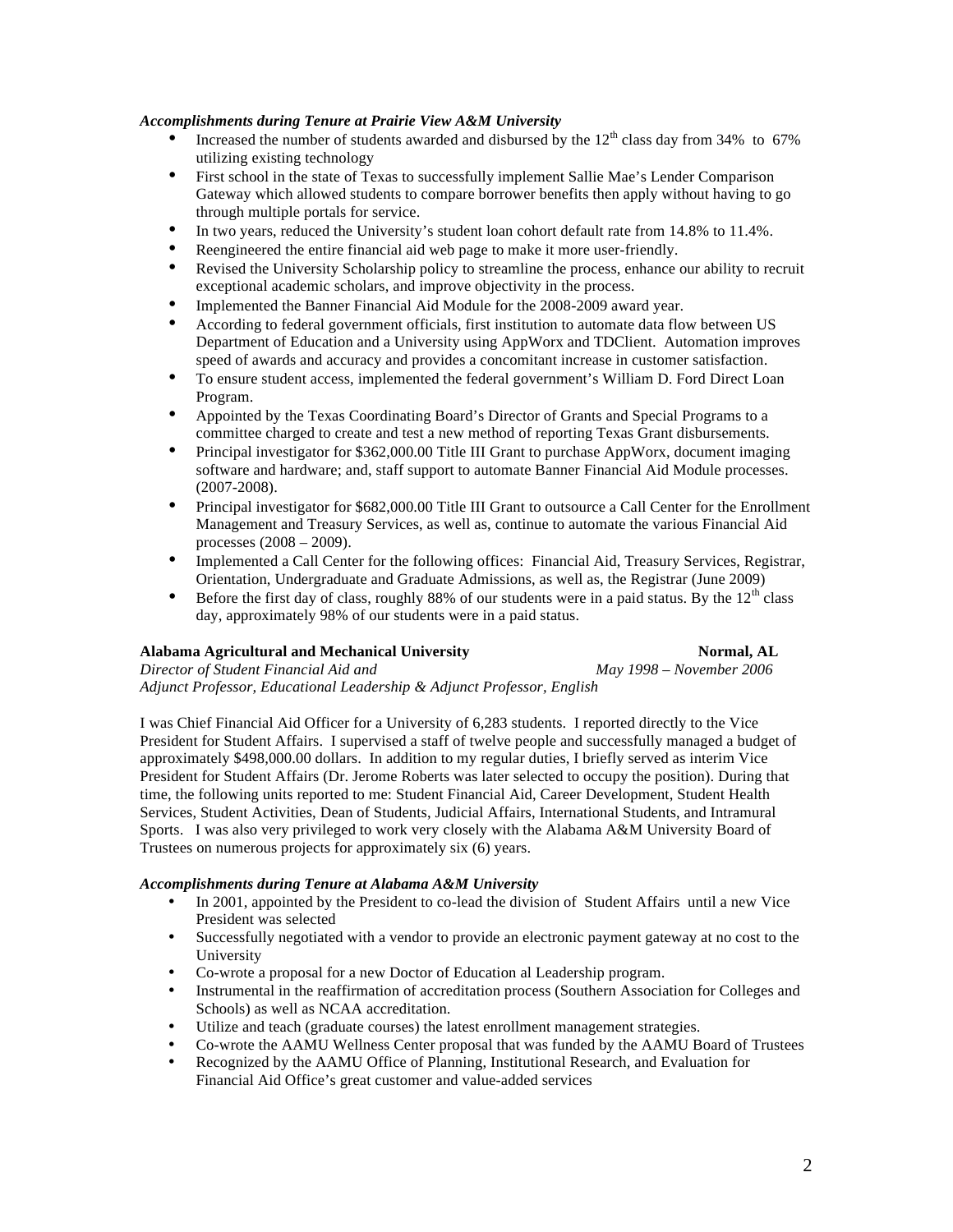***Accomplishments during Tenure at Prairie View A&M University***

- Increased the number of students awarded and disbursed by the 12th class day from 34% to 67% utilizing existing technology
- First school in the state of Texas to successfully implement Sallie Mae's Lender Comparison Gateway which allowed students to compare borrower benefits then apply without having to go through multiple portals for service.
- In two years, reduced the University's student loan cohort default rate from 14.8% to 11.4%.
- Reengineered the entire financial aid web page to make it more user-friendly.
- Revised the University Scholarship policy to streamline the process, enhance our ability to recruit exceptional academic scholars, and improve objectivity in the process.
- Implemented the Banner Financial Aid Module for the 2008-2009 award year.
- According to federal government officials, first institution to automate data flow between US Department of Education and a University using AppWorx and TDClient. Automation improves speed of awards and accuracy and provides a concomitant increase in customer satisfaction.
- To ensure student access, implemented the federal government's William D. Ford Direct Loan Program.
- Appointed by the Texas Coordinating Board's Director of Grants and Special Programs to a committee charged to create and test a new method of reporting Texas Grant disbursements.
- Principal investigator for $362,000.00 Title III Grant to purchase AppWorx, document imaging software and hardware; and, staff support to automate Banner Financial Aid Module processes. (2007-2008).
- Principal investigator for $682,000.00 Title III Grant to outsource a Call Center for the Enrollment Management and Treasury Services, as well as, continue to automate the various Financial Aid processes (2008 – 2009).
- Implemented a Call Center for the following offices: Financial Aid, Treasury Services, Registrar, Orientation, Undergraduate and Graduate Admissions, as well as, the Registrar (June 2009)
- Before the first day of class, roughly 88% of our students were in a paid status. By the 12th class day, approximately 98% of our students were in a paid status.

**Alabama Agricultural and Mechanical University** **Normal, AL**
*Director of Student Financial Aid and* *May 1998 – November 2006*
*Adjunct Professor, Educational Leadership & Adjunct Professor, English*

I was Chief Financial Aid Officer for a University of 6,283 students. I reported directly to the Vice President for Student Affairs. I supervised a staff of twelve people and successfully managed a budget of approximately $498,000.00 dollars. In addition to my regular duties, I briefly served as interim Vice President for Student Affairs (Dr. Jerome Roberts was later selected to occupy the position). During that time, the following units reported to me: Student Financial Aid, Career Development, Student Health Services, Student Activities, Dean of Students, Judicial Affairs, International Students, and Intramural Sports. I was also very privileged to work very closely with the Alabama A&M University Board of Trustees on numerous projects for approximately six (6) years.

***Accomplishments during Tenure at Alabama A&M University***

- In 2001, appointed by the President to co-lead the division of Student Affairs until a new Vice President was selected
- Successfully negotiated with a vendor to provide an electronic payment gateway at no cost to the University
- Co-wrote a proposal for a new Doctor of Education al Leadership program.
- Instrumental in the reaffirmation of accreditation process (Southern Association for Colleges and Schools) as well as NCAA accreditation.
- Utilize and teach (graduate courses) the latest enrollment management strategies.
- Co-wrote the AAMU Wellness Center proposal that was funded by the AAMU Board of Trustees
- Recognized by the AAMU Office of Planning, Institutional Research, and Evaluation for Financial Aid Office's great customer and value-added services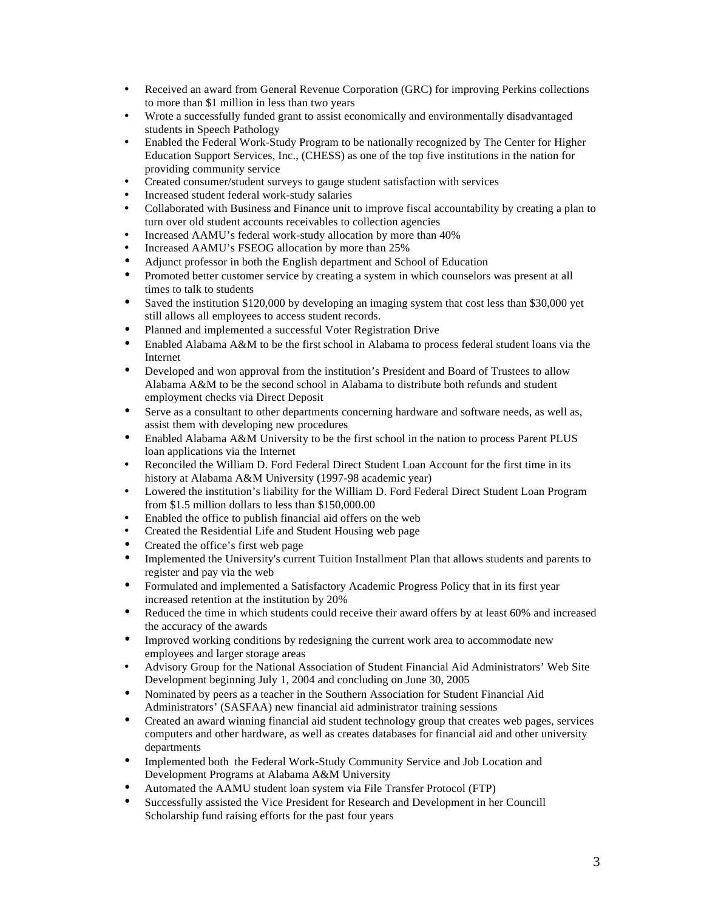- Received an award from General Revenue Corporation (GRC) for improving Perkins collections to more than $1 million in less than two years
- Wrote a successfully funded grant to assist economically and environmentally disadvantaged students in Speech Pathology
- Enabled the Federal Work-Study Program to be nationally recognized by The Center for Higher Education Support Services, Inc., (CHESS) as one of the top five institutions in the nation for providing community service
- Created consumer/student surveys to gauge student satisfaction with services
- Increased student federal work-study salaries
- Collaborated with Business and Finance unit to improve fiscal accountability by creating a plan to turn over old student accounts receivables to collection agencies
- Increased AAMU's federal work-study allocation by more than 40%
- Increased AAMU's FSEOG allocation by more than 25%
- Adjunct professor in both the English department and School of Education
- Promoted better customer service by creating a system in which counselors was present at all times to talk to students
- Saved the institution $120,000 by developing an imaging system that cost less than $30,000 yet still allows all employees to access student records.
- Planned and implemented a successful Voter Registration Drive
- Enabled Alabama A&M to be the first school in Alabama to process federal student loans via the Internet
- Developed and won approval from the institution's President and Board of Trustees to allow Alabama A&M to be the second school in Alabama to distribute both refunds and student employment checks via Direct Deposit
- Serve as a consultant to other departments concerning hardware and software needs, as well as, assist them with developing new procedures
- Enabled Alabama A&M University to be the first school in the nation to process Parent PLUS loan applications via the Internet
- Reconciled the William D. Ford Federal Direct Student Loan Account for the first time in its history at Alabama A&M University (1997-98 academic year)
- Lowered the institution's liability for the William D. Ford Federal Direct Student Loan Program from $1.5 million dollars to less than $150,000.00
- Enabled the office to publish financial aid offers on the web
- Created the Residential Life and Student Housing web page
- Created the office's first web page
- Implemented the University's current Tuition Installment Plan that allows students and parents to register and pay via the web
- Formulated and implemented a Satisfactory Academic Progress Policy that in its first year increased retention at the institution by 20%
- Reduced the time in which students could receive their award offers by at least 60% and increased the accuracy of the awards
- Improved working conditions by redesigning the current work area to accommodate new employees and larger storage areas
- Advisory Group for the National Association of Student Financial Aid Administrators' Web Site Development beginning July 1, 2004 and concluding on June 30, 2005
- Nominated by peers as a teacher in the Southern Association for Student Financial Aid Administrators' (SASFAA) new financial aid administrator training sessions
- Created an award winning financial aid student technology group that creates web pages, services computers and other hardware, as well as creates databases for financial aid and other university departments
- Implemented both the Federal Work-Study Community Service and Job Location and Development Programs at Alabama A&M University
- Automated the AAMU student loan system via File Transfer Protocol (FTP)
- Successfully assisted the Vice President for Research and Development in her Councill Scholarship fund raising efforts for the past four years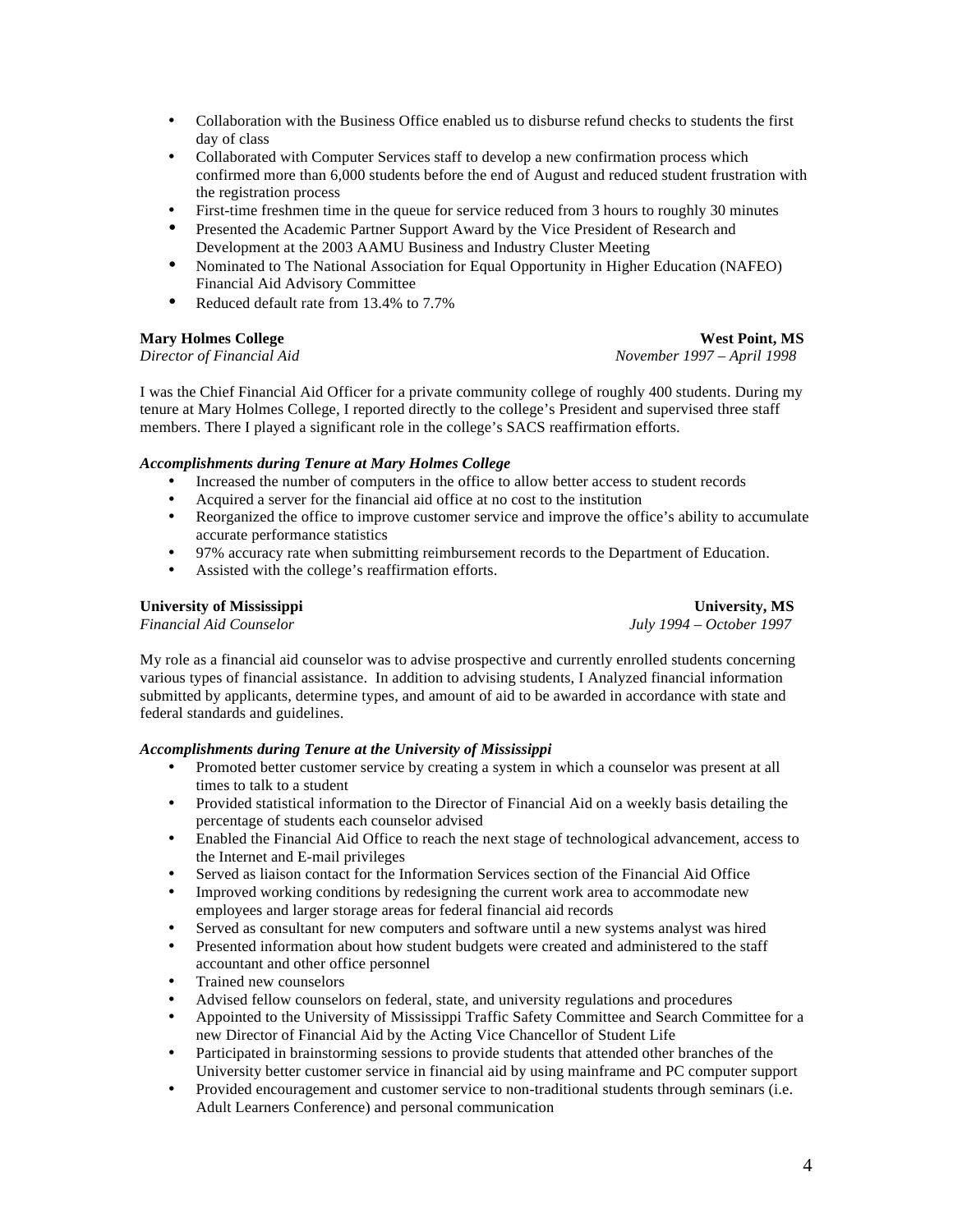- Collaboration with the Business Office enabled us to disburse refund checks to students the first day of class
- Collaborated with Computer Services staff to develop a new confirmation process which confirmed more than 6,000 students before the end of August and reduced student frustration with the registration process
- First-time freshmen time in the queue for service reduced from 3 hours to roughly 30 minutes
- Presented the Academic Partner Support Award by the Vice President of Research and Development at the 2003 AAMU Business and Industry Cluster Meeting
- Nominated to The National Association for Equal Opportunity in Higher Education (NAFEO) Financial Aid Advisory Committee
- Reduced default rate from 13.4% to 7.7%

**Mary Holmes College** **West Point, MS**
*Director of Financial Aid* *November 1997 – April 1998*

I was the Chief Financial Aid Officer for a private community college of roughly 400 students. During my tenure at Mary Holmes College, I reported directly to the college's President and supervised three staff members. There I played a significant role in the college's SACS reaffirmation efforts.

***Accomplishments during Tenure at Mary Holmes College***

- Increased the number of computers in the office to allow better access to student records
- Acquired a server for the financial aid office at no cost to the institution
- Reorganized the office to improve customer service and improve the office's ability to accumulate accurate performance statistics
- 97% accuracy rate when submitting reimbursement records to the Department of Education.
- Assisted with the college's reaffirmation efforts.

**University of Mississippi** **University, MS**
*Financial Aid Counselor* *July 1994 – October 1997*

My role as a financial aid counselor was to advise prospective and currently enrolled students concerning various types of financial assistance. In addition to advising students, I Analyzed financial information submitted by applicants, determine types, and amount of aid to be awarded in accordance with state and federal standards and guidelines.

***Accomplishments during Tenure at the University of Mississippi***

- Promoted better customer service by creating a system in which a counselor was present at all times to talk to a student
- Provided statistical information to the Director of Financial Aid on a weekly basis detailing the percentage of students each counselor advised
- Enabled the Financial Aid Office to reach the next stage of technological advancement, access to the Internet and E-mail privileges
- Served as liaison contact for the Information Services section of the Financial Aid Office
- Improved working conditions by redesigning the current work area to accommodate new employees and larger storage areas for federal financial aid records
- Served as consultant for new computers and software until a new systems analyst was hired
- Presented information about how student budgets were created and administered to the staff accountant and other office personnel
- Trained new counselors
- Advised fellow counselors on federal, state, and university regulations and procedures
- Appointed to the University of Mississippi Traffic Safety Committee and Search Committee for a new Director of Financial Aid by the Acting Vice Chancellor of Student Life
- Participated in brainstorming sessions to provide students that attended other branches of the University better customer service in financial aid by using mainframe and PC computer support
- Provided encouragement and customer service to non-traditional students through seminars (i.e. Adult Learners Conference) and personal communication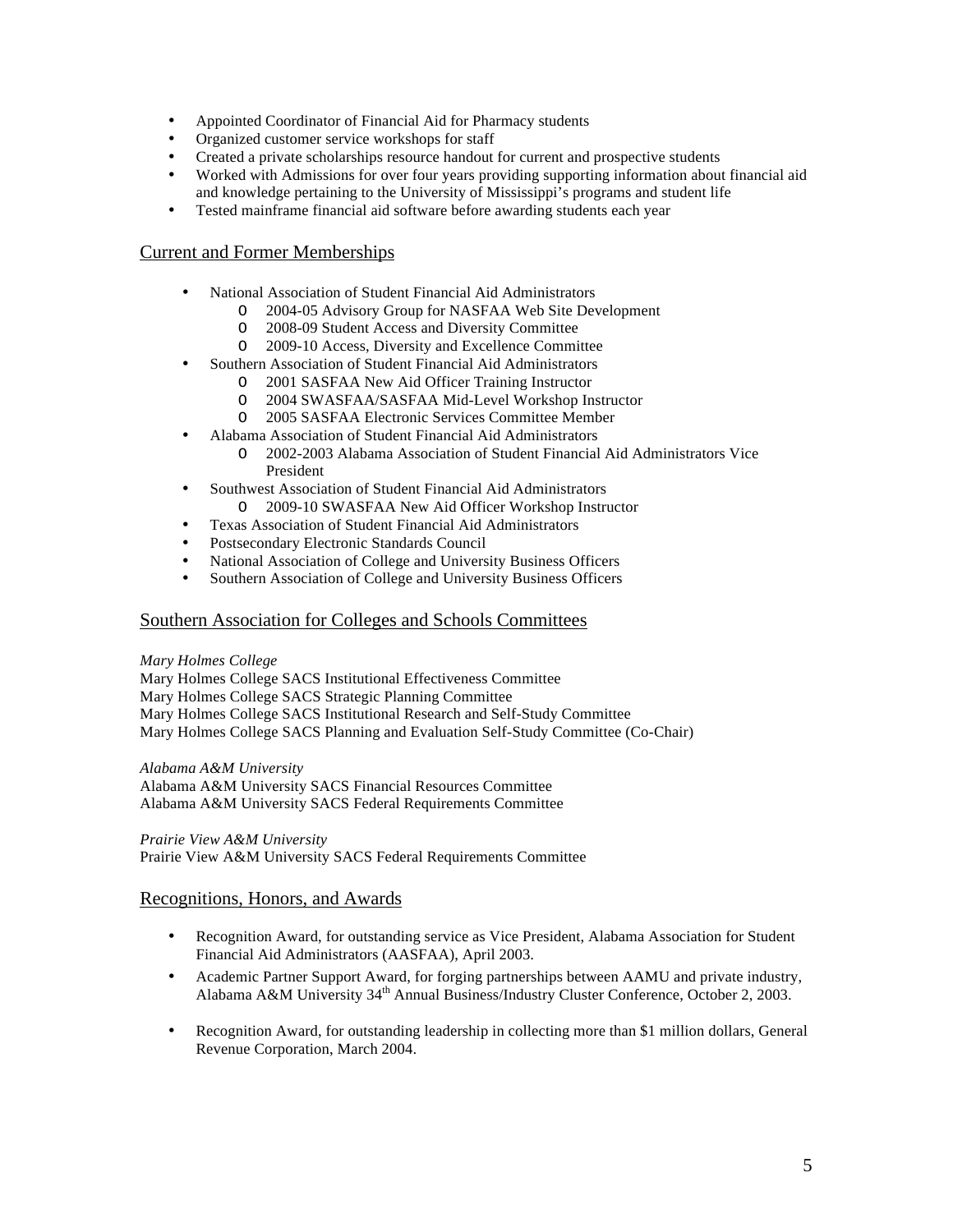- Appointed Coordinator of Financial Aid for Pharmacy students
- Organized customer service workshops for staff
- Created a private scholarships resource handout for current and prospective students
- Worked with Admissions for over four years providing supporting information about financial aid and knowledge pertaining to the University of Mississippi's programs and student life
- Tested mainframe financial aid software before awarding students each year

## Current and Former Memberships

- National Association of Student Financial Aid Administrators
  - 2004-05 Advisory Group for NASFAA Web Site Development
  - 2008-09 Student Access and Diversity Committee
  - 2009-10 Access, Diversity and Excellence Committee
- Southern Association of Student Financial Aid Administrators
  - 2001 SASFAA New Aid Officer Training Instructor
  - 2004 SWASFAA/SASFAA Mid-Level Workshop Instructor
  - 2005 SASFAA Electronic Services Committee Member
- Alabama Association of Student Financial Aid Administrators
  - 2002-2003 Alabama Association of Student Financial Aid Administrators Vice President
- Southwest Association of Student Financial Aid Administrators
  - 2009-10 SWASFAA New Aid Officer Workshop Instructor
- Texas Association of Student Financial Aid Administrators
- Postsecondary Electronic Standards Council
- National Association of College and University Business Officers
- Southern Association of College and University Business Officers

## Southern Association for Colleges and Schools Committees

*Mary Holmes College*
Mary Holmes College SACS Institutional Effectiveness Committee
Mary Holmes College SACS Strategic Planning Committee
Mary Holmes College SACS Institutional Research and Self-Study Committee
Mary Holmes College SACS Planning and Evaluation Self-Study Committee (Co-Chair)

*Alabama A&M University*
Alabama A&M University SACS Financial Resources Committee
Alabama A&M University SACS Federal Requirements Committee

*Prairie View A&M University*
Prairie View A&M University SACS Federal Requirements Committee

## Recognitions, Honors, and Awards

- Recognition Award, for outstanding service as Vice President, Alabama Association for Student Financial Aid Administrators (AASFAA), April 2003.
- Academic Partner Support Award, for forging partnerships between AAMU and private industry, Alabama A&M University 34th Annual Business/Industry Cluster Conference, October 2, 2003.
- Recognition Award, for outstanding leadership in collecting more than $1 million dollars, General Revenue Corporation, March 2004.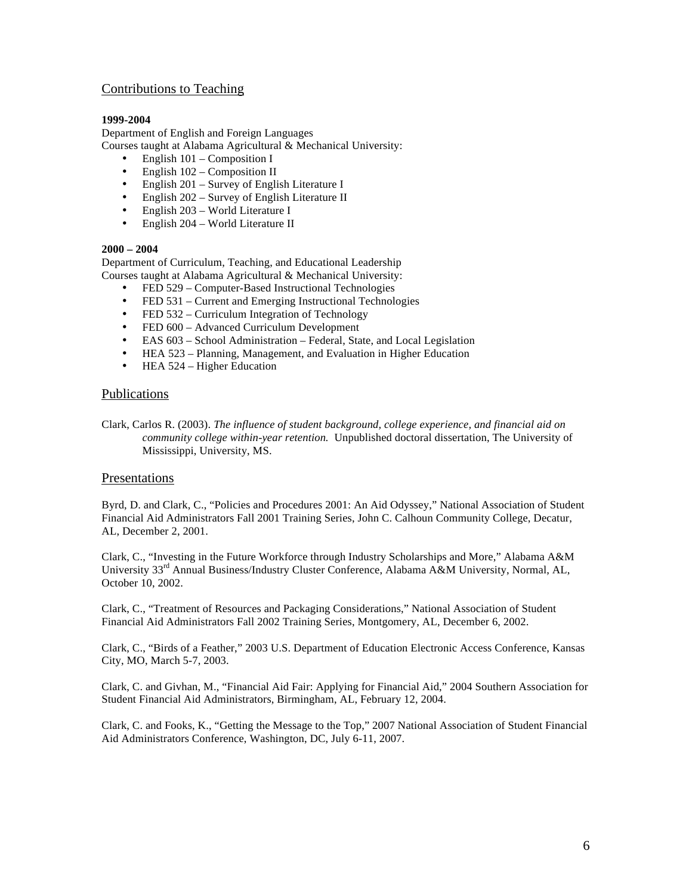## Contributions to Teaching

**1999-2004**

Department of English and Foreign Languages
Courses taught at Alabama Agricultural & Mechanical University:

- English 101 – Composition I
- English 102 – Composition II
- English 201 – Survey of English Literature I
- English 202 – Survey of English Literature II
- English 203 – World Literature I
- English 204 – World Literature II

**2000 – 2004**

Department of Curriculum, Teaching, and Educational Leadership
Courses taught at Alabama Agricultural & Mechanical University:

- FED 529 – Computer-Based Instructional Technologies
- FED 531 – Current and Emerging Instructional Technologies
- FED 532 – Curriculum Integration of Technology
- FED 600 – Advanced Curriculum Development
- EAS 603 – School Administration – Federal, State, and Local Legislation
- HEA 523 – Planning, Management, and Evaluation in Higher Education
- HEA 524 – Higher Education

## Publications

Clark, Carlos R. (2003). *The influence of student background, college experience, and financial aid on community college within-year retention.* Unpublished doctoral dissertation, The University of Mississippi, University, MS.

## Presentations

Byrd, D. and Clark, C., "Policies and Procedures 2001: An Aid Odyssey," National Association of Student Financial Aid Administrators Fall 2001 Training Series, John C. Calhoun Community College, Decatur, AL, December 2, 2001.

Clark, C., "Investing in the Future Workforce through Industry Scholarships and More," Alabama A&M University 33rd Annual Business/Industry Cluster Conference, Alabama A&M University, Normal, AL, October 10, 2002.

Clark, C., "Treatment of Resources and Packaging Considerations," National Association of Student Financial Aid Administrators Fall 2002 Training Series, Montgomery, AL, December 6, 2002.

Clark, C., "Birds of a Feather," 2003 U.S. Department of Education Electronic Access Conference, Kansas City, MO, March 5-7, 2003.

Clark, C. and Givhan, M., "Financial Aid Fair: Applying for Financial Aid," 2004 Southern Association for Student Financial Aid Administrators, Birmingham, AL, February 12, 2004.

Clark, C. and Fooks, K., "Getting the Message to the Top," 2007 National Association of Student Financial Aid Administrators Conference, Washington, DC, July 6-11, 2007.